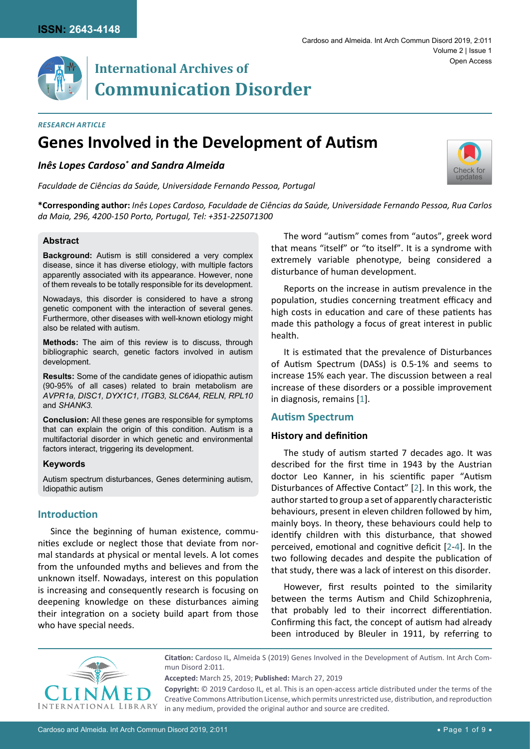RESEARCH ARTICLE

# Genes Involved in the Development of Autism

***Inês Lopes Cardoso\* and Sandra Almeida***

*Faculdade de Ciências da Saúde, Universidade Fernando Pessoa, Portugal*

**\*Corresponding author:** *Inês Lopes Cardoso, Faculdade de Ciências da Saúde, Universidade Fernando Pessoa, Rua Carlos da Maia, 296, 4200-150 Porto, Portugal, Tel: +351-225071300*

## Abstract

**Background:** Autism is still considered a very complex disease, since it has diverse etiology, with multiple factors apparently associated with its appearance. However, none of them reveals to be totally responsible for its development.

Nowadays, this disorder is considered to have a strong genetic component with the interaction of several genes. Furthermore, other diseases with well-known etiology might also be related with autism.

**Methods:** The aim of this review is to discuss, through bibliographic search, genetic factors involved in autism development.

**Results:** Some of the candidate genes of idiopathic autism (90-95% of all cases) related to brain metabolism are *AVPR1a, DISC1, DYX1C1, ITGB3, SLC6A4, RELN, RPL10* and *SHANK3.*

**Conclusion:** All these genes are responsible for symptoms that can explain the origin of this condition. Autism is a multifactorial disorder in which genetic and environmental factors interact, triggering its development.

### Keywords

Autism spectrum disturbances, Genes determining autism, Idiopathic autism

## Introduction

Since the beginning of human existence, communities exclude or neglect those that deviate from normal standards at physical or mental levels. A lot comes from the unfounded myths and believes and from the unknown itself. Nowadays, interest on this population is increasing and consequently research is focusing on deepening knowledge on these disturbances aiming their integration on a society build apart from those who have special needs.

The word "autism" comes from "autos", greek word that means "itself" or "to itself". It is a syndrome with extremely variable phenotype, being considered a disturbance of human development.

Reports on the increase in autism prevalence in the population, studies concerning treatment efficacy and high costs in education and care of these patients has made this pathology a focus of great interest in public health.

It is estimated that the prevalence of Disturbances of Autism Spectrum (DASs) is 0.5-1% and seems to increase 15% each year. The discussion between a real increase of these disorders or a possible improvement in diagnosis, remains [1].

## Autism Spectrum

### History and definition

The study of autism started 7 decades ago. It was described for the first time in 1943 by the Austrian doctor Leo Kanner, in his scientific paper "Autism Disturbances of Affective Contact" [2]. In this work, the author started to group a set of apparently characteristic behaviours, present in eleven children followed by him, mainly boys. In theory, these behaviours could help to identify children with this disturbance, that showed perceived, emotional and cognitive deficit [2-4]. In the two following decades and despite the publication of that study, there was a lack of interest on this disorder.

However, first results pointed to the similarity between the terms Autism and Child Schizophrenia, that probably led to their incorrect differentiation. Confirming this fact, the concept of autism had already been introduced by Bleuler in 1911, by referring to

**Citation:** Cardoso IL, Almeida S (2019) Genes Involved in the Development of Autism. Int Arch Commun Disord 2:011.

**Accepted:** March 25, 2019; **Published:** March 27, 2019

**Copyright:** © 2019 Cardoso IL, et al. This is an open-access article distributed under the terms of the Creative Commons Attribution License, which permits unrestricted use, distribution, and reproduction in any medium, provided the original author and source are credited.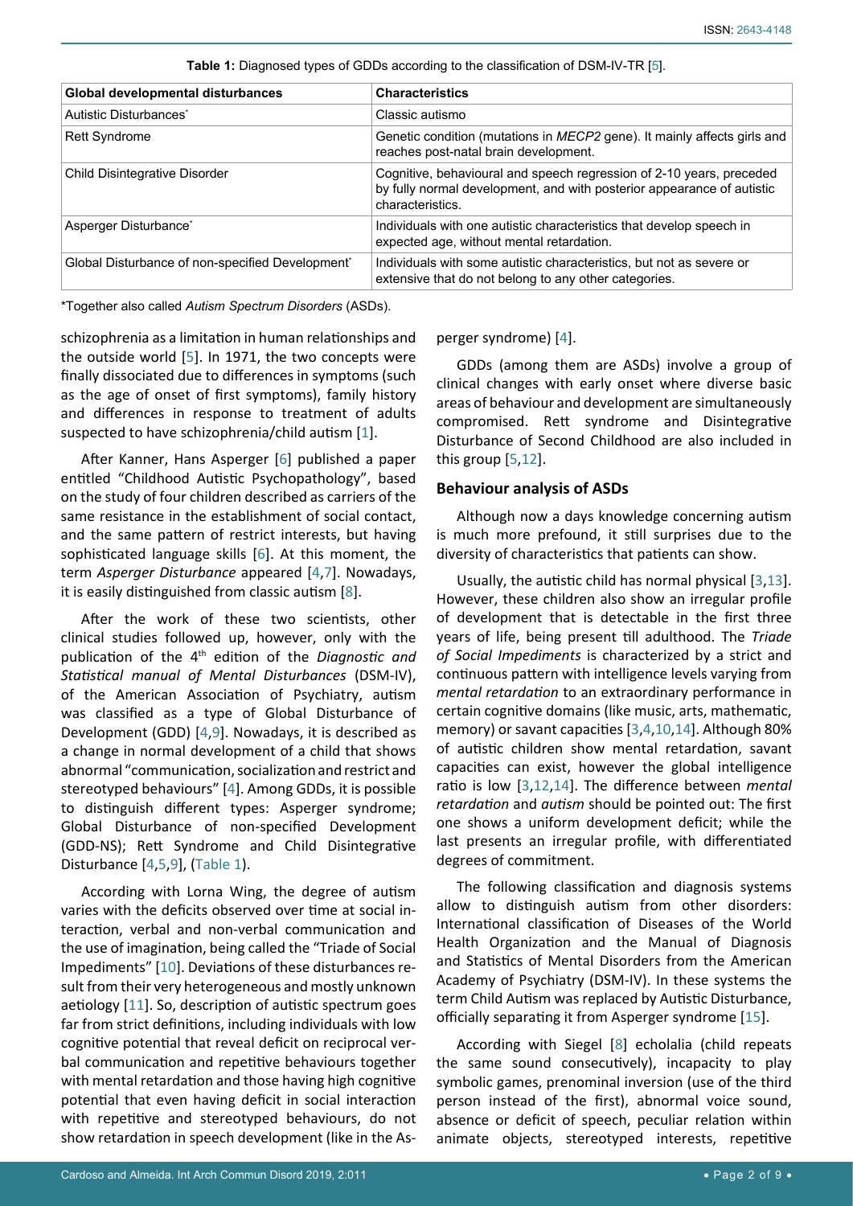**Table 1:** Diagnosed types of GDDs according to the classification of DSM-IV-TR [5].

| Global developmental disturbances | Characteristics |
|---|---|
| Autistic Disturbances* | Classic autismo |
| Rett Syndrome | Genetic condition (mutations in *MECP2* gene). It mainly affects girls and reaches post-natal brain development. |
| Child Disintegrative Disorder | Cognitive, behavioural and speech regression of 2-10 years, preceded by fully normal development, and with posterior appearance of autistic characteristics. |
| Asperger Disturbance* | Individuals with one autistic characteristics that develop speech in expected age, without mental retardation. |
| Global Disturbance of non-specified Development* | Individuals with some autistic characteristics, but not as severe or extensive that do not belong to any other categories. |

*Together also called *Autism Spectrum Disorders* (ASDs).

schizophrenia as a limitation in human relationships and the outside world [5]. In 1971, the two concepts were finally dissociated due to differences in symptoms (such as the age of onset of first symptoms), family history and differences in response to treatment of adults suspected to have schizophrenia/child autism [1].

After Kanner, Hans Asperger [6] published a paper entitled "Childhood Autistic Psychopathology", based on the study of four children described as carriers of the same resistance in the establishment of social contact, and the same pattern of restrict interests, but having sophisticated language skills [6]. At this moment, the term *Asperger Disturbance* appeared [4,7]. Nowadays, it is easily distinguished from classic autism [8].

After the work of these two scientists, other clinical studies followed up, however, only with the publication of the 4th edition of the *Diagnostic and Statistical manual of Mental Disturbances* (DSM-IV), of the American Association of Psychiatry, autism was classified as a type of Global Disturbance of Development (GDD) [4,9]. Nowadays, it is described as a change in normal development of a child that shows abnormal "communication, socialization and restrict and stereotyped behaviours" [4]. Among GDDs, it is possible to distinguish different types: Asperger syndrome; Global Disturbance of non-specified Development (GDD-NS); Rett Syndrome and Child Disintegrative Disturbance [4,5,9], (Table 1).

According with Lorna Wing, the degree of autism varies with the deficits observed over time at social interaction, verbal and non-verbal communication and the use of imagination, being called the "Triade of Social Impediments" [10]. Deviations of these disturbances result from their very heterogeneous and mostly unknown aetiology [11]. So, description of autistic spectrum goes far from strict definitions, including individuals with low cognitive potential that reveal deficit on reciprocal verbal communication and repetitive behaviours together with mental retardation and those having high cognitive potential that even having deficit in social interaction with repetitive and stereotyped behaviours, do not show retardation in speech development (like in the Asperger syndrome) [4].

GDDs (among them are ASDs) involve a group of clinical changes with early onset where diverse basic areas of behaviour and development are simultaneously compromised. Rett syndrome and Disintegrative Disturbance of Second Childhood are also included in this group [5,12].

## Behaviour analysis of ASDs

Although now a days knowledge concerning autism is much more prefound, it still surprises due to the diversity of characteristics that patients can show.

Usually, the autistic child has normal physical [3,13]. However, these children also show an irregular profile of development that is detectable in the first three years of life, being present till adulthood. The *Triade of Social Impediments* is characterized by a strict and continuous pattern with intelligence levels varying from *mental retardation* to an extraordinary performance in certain cognitive domains (like music, arts, mathematic, memory) or savant capacities [3,4,10,14]. Although 80% of autistic children show mental retardation, savant capacities can exist, however the global intelligence ratio is low [3,12,14]. The difference between *mental retardation* and *autism* should be pointed out: The first one shows a uniform development deficit; while the last presents an irregular profile, with differentiated degrees of commitment.

The following classification and diagnosis systems allow to distinguish autism from other disorders: International classification of Diseases of the World Health Organization and the Manual of Diagnosis and Statistics of Mental Disorders from the American Academy of Psychiatry (DSM-IV). In these systems the term Child Autism was replaced by Autistic Disturbance, officially separating it from Asperger syndrome [15].

According with Siegel [8] echolalia (child repeats the same sound consecutively), incapacity to play symbolic games, prenominal inversion (use of the third person instead of the first), abnormal voice sound, absence or deficit of speech, peculiar relation within animate objects, stereotyped interests, repetitive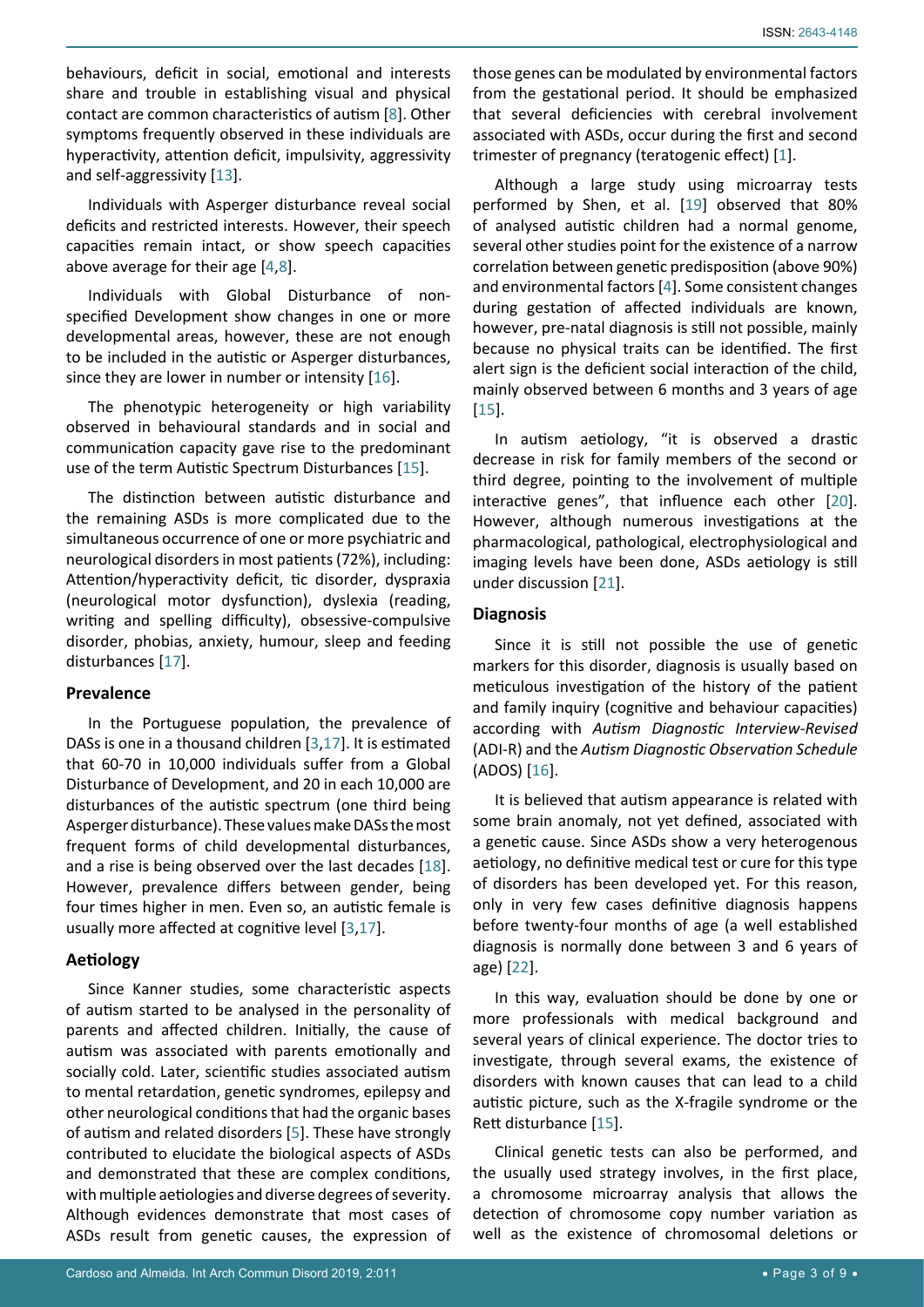behaviours, deficit in social, emotional and interests share and trouble in establishing visual and physical contact are common characteristics of autism [8]. Other symptoms frequently observed in these individuals are hyperactivity, attention deficit, impulsivity, aggressivity and self-aggressivity [13].

Individuals with Asperger disturbance reveal social deficits and restricted interests. However, their speech capacities remain intact, or show speech capacities above average for their age [4,8].

Individuals with Global Disturbance of non-specified Development show changes in one or more developmental areas, however, these are not enough to be included in the autistic or Asperger disturbances, since they are lower in number or intensity [16].

The phenotypic heterogeneity or high variability observed in behavioural standards and in social and communication capacity gave rise to the predominant use of the term Autistic Spectrum Disturbances [15].

The distinction between autistic disturbance and the remaining ASDs is more complicated due to the simultaneous occurrence of one or more psychiatric and neurological disorders in most patients (72%), including: Attention/hyperactivity deficit, tic disorder, dyspraxia (neurological motor dysfunction), dyslexia (reading, writing and spelling difficulty), obsessive-compulsive disorder, phobias, anxiety, humour, sleep and feeding disturbances [17].

### Prevalence

In the Portuguese population, the prevalence of DASs is one in a thousand children [3,17]. It is estimated that 60-70 in 10,000 individuals suffer from a Global Disturbance of Development, and 20 in each 10,000 are disturbances of the autistic spectrum (one third being Asperger disturbance). These values make DASs the most frequent forms of child developmental disturbances, and a rise is being observed over the last decades [18]. However, prevalence differs between gender, being four times higher in men. Even so, an autistic female is usually more affected at cognitive level [3,17].

### Aetiology

Since Kanner studies, some characteristic aspects of autism started to be analysed in the personality of parents and affected children. Initially, the cause of autism was associated with parents emotionally and socially cold. Later, scientific studies associated autism to mental retardation, genetic syndromes, epilepsy and other neurological conditions that had the organic bases of autism and related disorders [5]. These have strongly contributed to elucidate the biological aspects of ASDs and demonstrated that these are complex conditions, with multiple aetiologies and diverse degrees of severity. Although evidences demonstrate that most cases of ASDs result from genetic causes, the expression of those genes can be modulated by environmental factors from the gestational period. It should be emphasized that several deficiencies with cerebral involvement associated with ASDs, occur during the first and second trimester of pregnancy (teratogenic effect) [1].

Although a large study using microarray tests performed by Shen, et al. [19] observed that 80% of analysed autistic children had a normal genome, several other studies point for the existence of a narrow correlation between genetic predisposition (above 90%) and environmental factors [4]. Some consistent changes during gestation of affected individuals are known, however, pre-natal diagnosis is still not possible, mainly because no physical traits can be identified. The first alert sign is the deficient social interaction of the child, mainly observed between 6 months and 3 years of age [15].

In autism aetiology, "it is observed a drastic decrease in risk for family members of the second or third degree, pointing to the involvement of multiple interactive genes", that influence each other [20]. However, although numerous investigations at the pharmacological, pathological, electrophysiological and imaging levels have been done, ASDs aetiology is still under discussion [21].

### Diagnosis

Since it is still not possible the use of genetic markers for this disorder, diagnosis is usually based on meticulous investigation of the history of the patient and family inquiry (cognitive and behaviour capacities) according with *Autism Diagnostic Interview-Revised* (ADI-R) and the *Autism Diagnostic Observation Schedule* (ADOS) [16].

It is believed that autism appearance is related with some brain anomaly, not yet defined, associated with a genetic cause. Since ASDs show a very heterogenous aetiology, no definitive medical test or cure for this type of disorders has been developed yet. For this reason, only in very few cases definitive diagnosis happens before twenty-four months of age (a well established diagnosis is normally done between 3 and 6 years of age) [22].

In this way, evaluation should be done by one or more professionals with medical background and several years of clinical experience. The doctor tries to investigate, through several exams, the existence of disorders with known causes that can lead to a child autistic picture, such as the X-fragile syndrome or the Rett disturbance [15].

Clinical genetic tests can also be performed, and the usually used strategy involves, in the first place, a chromosome microarray analysis that allows the detection of chromosome copy number variation as well as the existence of chromosomal deletions or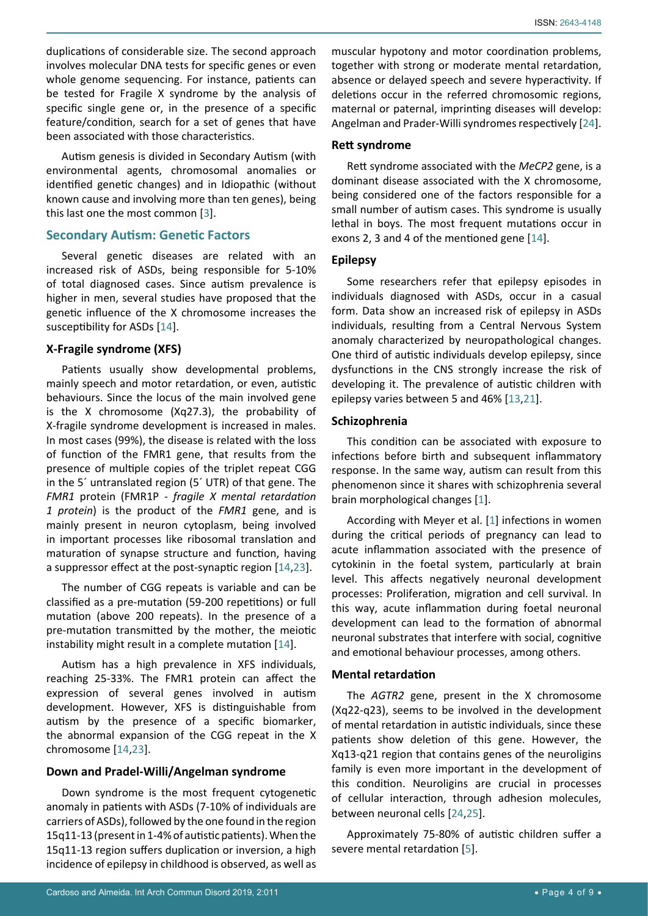duplications of considerable size. The second approach involves molecular DNA tests for specific genes or even whole genome sequencing. For instance, patients can be tested for Fragile X syndrome by the analysis of specific single gene or, in the presence of a specific feature/condition, search for a set of genes that have been associated with those characteristics.

Autism genesis is divided in Secondary Autism (with environmental agents, chromosomal anomalies or identified genetic changes) and in Idiopathic (without known cause and involving more than ten genes), being this last one the most common [3].

## Secondary Autism: Genetic Factors

Several genetic diseases are related with an increased risk of ASDs, being responsible for 5-10% of total diagnosed cases. Since autism prevalence is higher in men, several studies have proposed that the genetic influence of the X chromosome increases the susceptibility for ASDs [14].

### X-Fragile syndrome (XFS)

Patients usually show developmental problems, mainly speech and motor retardation, or even, autistic behaviours. Since the locus of the main involved gene is the X chromosome (Xq27.3), the probability of X-fragile syndrome development is increased in males. In most cases (99%), the disease is related with the loss of function of the FMR1 gene, that results from the presence of multiple copies of the triplet repeat CGG in the 5´ untranslated region (5´ UTR) of that gene. The *FMR1* protein (FMR1P - *fragile X mental retardation 1 protein*) is the product of the *FMR1* gene, and is mainly present in neuron cytoplasm, being involved in important processes like ribosomal translation and maturation of synapse structure and function, having a suppressor effect at the post-synaptic region [14,23].

The number of CGG repeats is variable and can be classified as a pre-mutation (59-200 repetitions) or full mutation (above 200 repeats). In the presence of a pre-mutation transmitted by the mother, the meiotic instability might result in a complete mutation [14].

Autism has a high prevalence in XFS individuals, reaching 25-33%. The FMR1 protein can affect the expression of several genes involved in autism development. However, XFS is distinguishable from autism by the presence of a specific biomarker, the abnormal expansion of the CGG repeat in the X chromosome [14,23].

### Down and Pradel-Willi/Angelman syndrome

Down syndrome is the most frequent cytogenetic anomaly in patients with ASDs (7-10% of individuals are carriers of ASDs), followed by the one found in the region 15q11-13 (present in 1-4% of autistic patients). When the 15q11-13 region suffers duplication or inversion, a high incidence of epilepsy in childhood is observed, as well as muscular hypotony and motor coordination problems, together with strong or moderate mental retardation, absence or delayed speech and severe hyperactivity. If deletions occur in the referred chromosomic regions, maternal or paternal, imprinting diseases will develop: Angelman and Prader-Willi syndromes respectively [24].

### Rett syndrome

Rett syndrome associated with the *MeCP2* gene, is a dominant disease associated with the X chromosome, being considered one of the factors responsible for a small number of autism cases. This syndrome is usually lethal in boys. The most frequent mutations occur in exons 2, 3 and 4 of the mentioned gene [14].

### Epilepsy

Some researchers refer that epilepsy episodes in individuals diagnosed with ASDs, occur in a casual form. Data show an increased risk of epilepsy in ASDs individuals, resulting from a Central Nervous System anomaly characterized by neuropathological changes. One third of autistic individuals develop epilepsy, since dysfunctions in the CNS strongly increase the risk of developing it. The prevalence of autistic children with epilepsy varies between 5 and 46% [13,21].

### Schizophrenia

This condition can be associated with exposure to infections before birth and subsequent inflammatory response. In the same way, autism can result from this phenomenon since it shares with schizophrenia several brain morphological changes [1].

According with Meyer et al. [1] infections in women during the critical periods of pregnancy can lead to acute inflammation associated with the presence of cytokinin in the foetal system, particularly at brain level. This affects negatively neuronal development processes: Proliferation, migration and cell survival. In this way, acute inflammation during foetal neuronal development can lead to the formation of abnormal neuronal substrates that interfere with social, cognitive and emotional behaviour processes, among others.

### Mental retardation

The *AGTR2* gene, present in the X chromosome (Xq22-q23), seems to be involved in the development of mental retardation in autistic individuals, since these patients show deletion of this gene. However, the Xq13-q21 region that contains genes of the neuroligins family is even more important in the development of this condition. Neuroligins are crucial in processes of cellular interaction, through adhesion molecules, between neuronal cells [24,25].

Approximately 75-80% of autistic children suffer a severe mental retardation [5].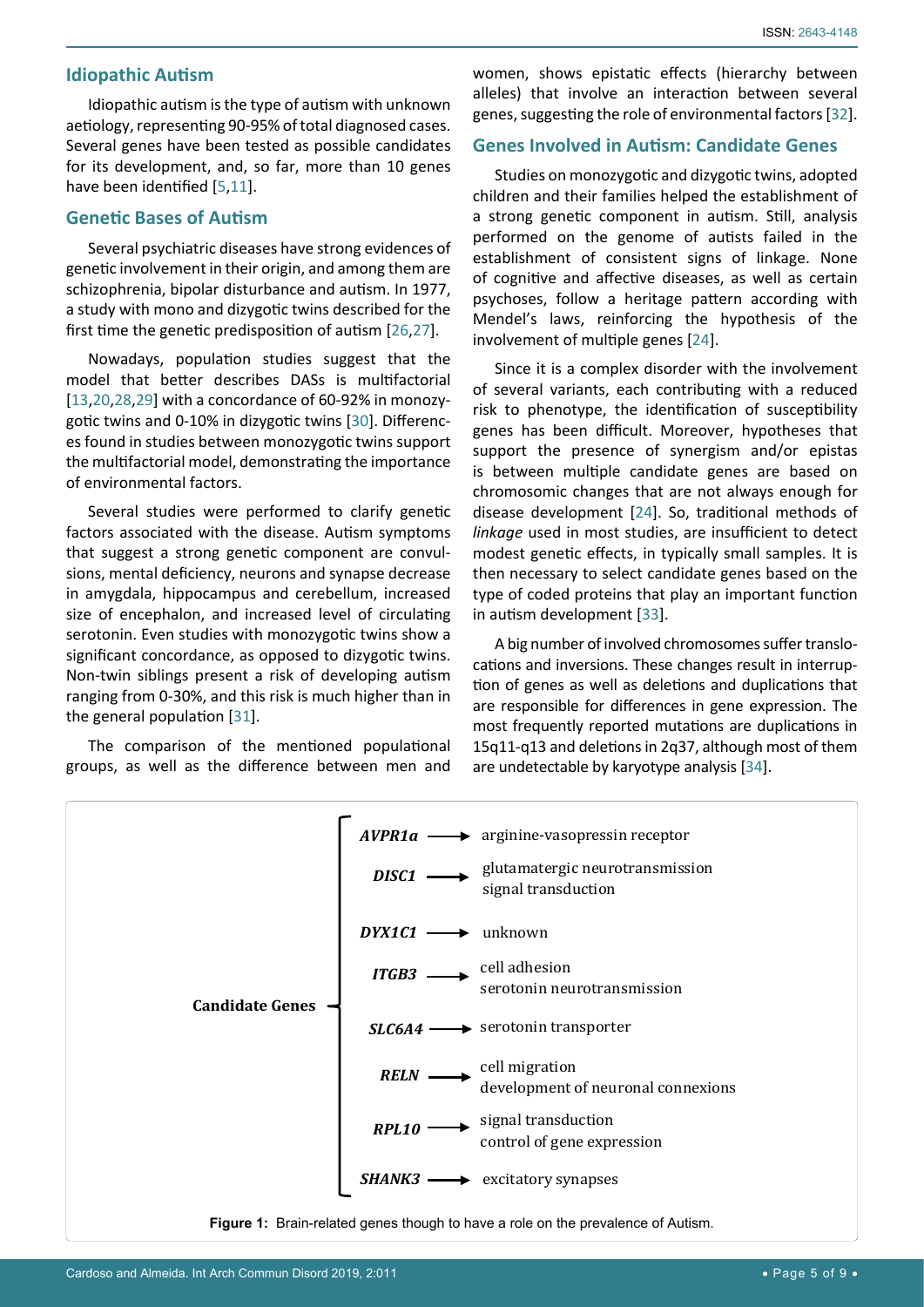## Idiopathic Autism

Idiopathic autism is the type of autism with unknown aetiology, representing 90-95% of total diagnosed cases. Several genes have been tested as possible candidates for its development, and, so far, more than 10 genes have been identified [5,11].

## Genetic Bases of Autism

Several psychiatric diseases have strong evidences of genetic involvement in their origin, and among them are schizophrenia, bipolar disturbance and autism. In 1977, a study with mono and dizygotic twins described for the first time the genetic predisposition of autism [26,27].

Nowadays, population studies suggest that the model that better describes DASs is multifactorial [13,20,28,29] with a concordance of 60-92% in monozygotic twins and 0-10% in dizygotic twins [30]. Differences found in studies between monozygotic twins support the multifactorial model, demonstrating the importance of environmental factors.

Several studies were performed to clarify genetic factors associated with the disease. Autism symptoms that suggest a strong genetic component are convulsions, mental deficiency, neurons and synapse decrease in amygdala, hippocampus and cerebellum, increased size of encephalon, and increased level of circulating serotonin. Even studies with monozygotic twins show a significant concordance, as opposed to dizygotic twins. Non-twin siblings present a risk of developing autism ranging from 0-30%, and this risk is much higher than in the general population [31].

The comparison of the mentioned populational groups, as well as the difference between men and women, shows epistatic effects (hierarchy between alleles) that involve an interaction between several genes, suggesting the role of environmental factors [32].

## Genes Involved in Autism: Candidate Genes

Studies on monozygotic and dizygotic twins, adopted children and their families helped the establishment of a strong genetic component in autism. Still, analysis performed on the genome of autists failed in the establishment of consistent signs of linkage. None of cognitive and affective diseases, as well as certain psychoses, follow a heritage pattern according with Mendel's laws, reinforcing the hypothesis of the involvement of multiple genes [24].

Since it is a complex disorder with the involvement of several variants, each contributing with a reduced risk to phenotype, the identification of susceptibility genes has been difficult. Moreover, hypotheses that support the presence of synergism and/or epistas is between multiple candidate genes are based on chromosomic changes that are not always enough for disease development [24]. So, traditional methods of *linkage* used in most studies, are insufficient to detect modest genetic effects, in typically small samples. It is then necessary to select candidate genes based on the type of coded proteins that play an important function in autism development [33].

A big number of involved chromosomes suffer translocations and inversions. These changes result in interruption of genes as well as deletions and duplications that are responsible for differences in gene expression. The most frequently reported mutations are duplications in 15q11-q13 and deletions in 2q37, although most of them are undetectable by karyotype analysis [34].

**Candidate Genes**

- ***AVPR1a*** → arginine-vasopressin receptor
- ***DISC1*** → glutamatergic neurotransmission; signal transduction
- ***DYX1C1*** → unknown
- ***ITGB3*** → cell adhesion; serotonin neurotransmission
- ***SLC6A4*** → serotonin transporter
- ***RELN*** → cell migration; development of neuronal connexions
- ***RPL10*** → signal transduction; control of gene expression
- ***SHANK3*** → excitatory synapses

**Figure 1:** Brain-related genes though to have a role on the prevalence of Autism.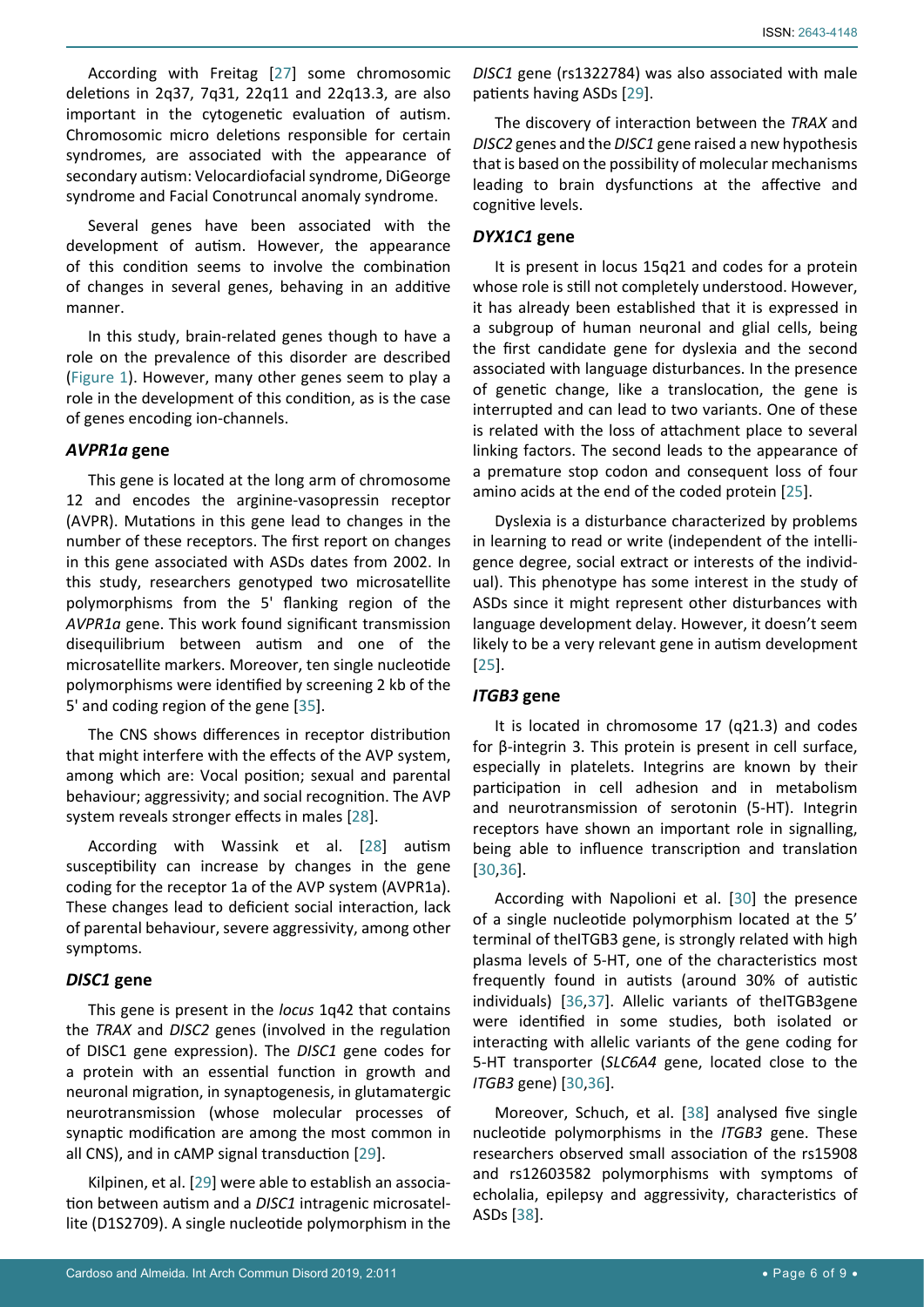According with Freitag [27] some chromosomic deletions in 2q37, 7q31, 22q11 and 22q13.3, are also important in the cytogenetic evaluation of autism. Chromosomic micro deletions responsible for certain syndromes, are associated with the appearance of secondary autism: Velocardiofacial syndrome, DiGeorge syndrome and Facial Conotruncal anomaly syndrome.

Several genes have been associated with the development of autism. However, the appearance of this condition seems to involve the combination of changes in several genes, behaving in an additive manner.

In this study, brain-related genes though to have a role on the prevalence of this disorder are described (Figure 1). However, many other genes seem to play a role in the development of this condition, as is the case of genes encoding ion-channels.

### *AVPR1a* gene

This gene is located at the long arm of chromosome 12 and encodes the arginine-vasopressin receptor (AVPR). Mutations in this gene lead to changes in the number of these receptors. The first report on changes in this gene associated with ASDs dates from 2002. In this study, researchers genotyped two microsatellite polymorphisms from the 5' flanking region of the *AVPR1a* gene. This work found significant transmission disequilibrium between autism and one of the microsatellite markers. Moreover, ten single nucleotide polymorphisms were identified by screening 2 kb of the 5' and coding region of the gene [35].

The CNS shows differences in receptor distribution that might interfere with the effects of the AVP system, among which are: Vocal position; sexual and parental behaviour; aggressivity; and social recognition. The AVP system reveals stronger effects in males [28].

According with Wassink et al. [28] autism susceptibility can increase by changes in the gene coding for the receptor 1a of the AVP system (AVPR1a). These changes lead to deficient social interaction, lack of parental behaviour, severe aggressivity, among other symptoms.

### *DISC1* gene

This gene is present in the *locus* 1q42 that contains the *TRAX* and *DISC2* genes (involved in the regulation of DISC1 gene expression). The *DISC1* gene codes for a protein with an essential function in growth and neuronal migration, in synaptogenesis, in glutamatergic neurotransmission (whose molecular processes of synaptic modification are among the most common in all CNS), and in cAMP signal transduction [29].

Kilpinen, et al. [29] were able to establish an association between autism and a *DISC1* intragenic microsatellite (D1S2709). A single nucleotide polymorphism in the *DISC1* gene (rs1322784) was also associated with male patients having ASDs [29].

The discovery of interaction between the *TRAX* and *DISC2* genes and the *DISC1* gene raised a new hypothesis that is based on the possibility of molecular mechanisms leading to brain dysfunctions at the affective and cognitive levels.

### *DYX1C1* gene

It is present in locus 15q21 and codes for a protein whose role is still not completely understood. However, it has already been established that it is expressed in a subgroup of human neuronal and glial cells, being the first candidate gene for dyslexia and the second associated with language disturbances. In the presence of genetic change, like a translocation, the gene is interrupted and can lead to two variants. One of these is related with the loss of attachment place to several linking factors. The second leads to the appearance of a premature stop codon and consequent loss of four amino acids at the end of the coded protein [25].

Dyslexia is a disturbance characterized by problems in learning to read or write (independent of the intelligence degree, social extract or interests of the individual). This phenotype has some interest in the study of ASDs since it might represent other disturbances with language development delay. However, it doesn't seem likely to be a very relevant gene in autism development [25].

### *ITGB3* gene

It is located in chromosome 17 (q21.3) and codes for β-integrin 3. This protein is present in cell surface, especially in platelets. Integrins are known by their participation in cell adhesion and in metabolism and neurotransmission of serotonin (5-HT). Integrin receptors have shown an important role in signalling, being able to influence transcription and translation [30,36].

According with Napolioni et al. [30] the presence of a single nucleotide polymorphism located at the 5' terminal of theITGB3 gene, is strongly related with high plasma levels of 5-HT, one of the characteristics most frequently found in autists (around 30% of autistic individuals) [36,37]. Allelic variants of theITGB3gene were identified in some studies, both isolated or interacting with allelic variants of the gene coding for 5-HT transporter (*SLC6A4* gene, located close to the *ITGB3* gene) [30,36].

Moreover, Schuch, et al. [38] analysed five single nucleotide polymorphisms in the *ITGB3* gene. These researchers observed small association of the rs15908 and rs12603582 polymorphisms with symptoms of echolalia, epilepsy and aggressivity, characteristics of ASDs [38].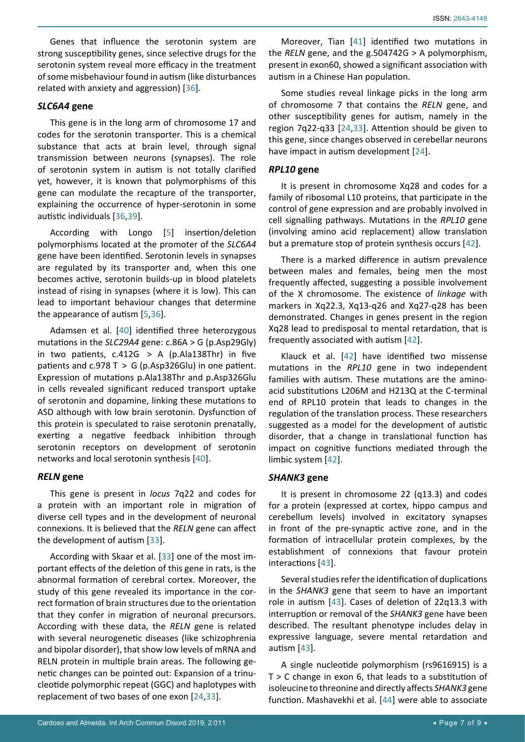Genes that influence the serotonin system are strong susceptibility genes, since selective drugs for the serotonin system reveal more efficacy in the treatment of some misbehaviour found in autism (like disturbances related with anxiety and aggression) [36].

### *SLC6A4* gene

This gene is in the long arm of chromosome 17 and codes for the serotonin transporter. This is a chemical substance that acts at brain level, through signal transmission between neurons (synapses). The role of serotonin system in autism is not totally clarified yet, however, it is known that polymorphisms of this gene can modulate the recapture of the transporter, explaining the occurrence of hyper-serotonin in some autistic individuals [36,39].

According with Longo [5] insertion/deletion polymorphisms located at the promoter of the *SLC6A4* gene have been identified. Serotonin levels in synapses are regulated by its transporter and, when this one becomes active, serotonin builds-up in blood platelets instead of rising in synapses (where it is low). This can lead to important behaviour changes that determine the appearance of autism [5,36].

Adamsen et al. [40] identified three heterozygous mutations in the *SLC29A4* gene: c.86A > G (p.Asp29Gly) in two patients, c.412G > A (p.Ala138Thr) in five patients and c.978 T > G (p.Asp326Glu) in one patient. Expression of mutations p.Ala138Thr and p.Asp326Glu in cells revealed significant reduced transport uptake of serotonin and dopamine, linking these mutations to ASD although with low brain serotonin. Dysfunction of this protein is speculated to raise serotonin prenatally, exerting a negative feedback inhibition through serotonin receptors on development of serotonin networks and local serotonin synthesis [40].

### *RELN* gene

This gene is present in *locus* 7q22 and codes for a protein with an important role in migration of diverse cell types and in the development of neuronal connexions. It is believed that the *RELN* gene can affect the development of autism [33].

According with Skaar et al. [33] one of the most important effects of the deletion of this gene in rats, is the abnormal formation of cerebral cortex. Moreover, the study of this gene revealed its importance in the correct formation of brain structures due to the orientation that they confer in migration of neuronal precursors. According with these data, the *RELN* gene is related with several neurogenetic diseases (like schizophrenia and bipolar disorder), that show low levels of mRNA and RELN protein in multiple brain areas. The following genetic changes can be pointed out: Expansion of a trinucleotide polymorphic repeat (GGC) and haplotypes with replacement of two bases of one exon [24,33].

Moreover, Tian [41] identified two mutations in the *RELN* gene, and the g.504742G > A polymorphism, present in exon60, showed a significant association with autism in a Chinese Han population.

Some studies reveal linkage picks in the long arm of chromosome 7 that contains the *RELN* gene, and other susceptibility genes for autism, namely in the region 7q22-q33 [24,33]. Attention should be given to this gene, since changes observed in cerebellar neurons have impact in autism development [24].

### *RPL10* gene

It is present in chromosome Xq28 and codes for a family of ribosomal L10 proteins, that participate in the control of gene expression and are probably involved in cell signalling pathways. Mutations in the *RPL10* gene (involving amino acid replacement) allow translation but a premature stop of protein synthesis occurs [42].

There is a marked difference in autism prevalence between males and females, being men the most frequently affected, suggesting a possible involvement of the X chromosome. The existence of *linkage* with markers in Xq22.3, Xq13-q26 and Xq27-q28 has been demonstrated. Changes in genes present in the region Xq28 lead to predisposal to mental retardation, that is frequently associated with autism [42].

Klauck et al. [42] have identified two missense mutations in the *RPL10* gene in two independent families with autism. These mutations are the amino-acid substitutions L206M and H213Q at the C-terminal end of RPL10 protein that leads to changes in the regulation of the translation process. These researchers suggested as a model for the development of autistic disorder, that a change in translational function has impact on cognitive functions mediated through the limbic system [42].

### *SHANK3* gene

It is present in chromosome 22 (q13.3) and codes for a protein (expressed at cortex, hippo campus and cerebellum levels) involved in excitatory synapses in front of the pre-synaptic active zone, and in the formation of intracellular protein complexes, by the establishment of connexions that favour protein interactions [43].

Several studies refer the identification of duplications in the *SHANK3* gene that seem to have an important role in autism [43]. Cases of deletion of 22q13.3 with interruption or removal of the *SHANK3* gene have been described. The resultant phenotype includes delay in expressive language, severe mental retardation and autism [43].

A single nucleotide polymorphism (rs9616915) is a T > C change in exon 6, that leads to a substitution of isoleucine to threonine and directly affects *SHANK3* gene function. Mashavekhi et al. [44] were able to associate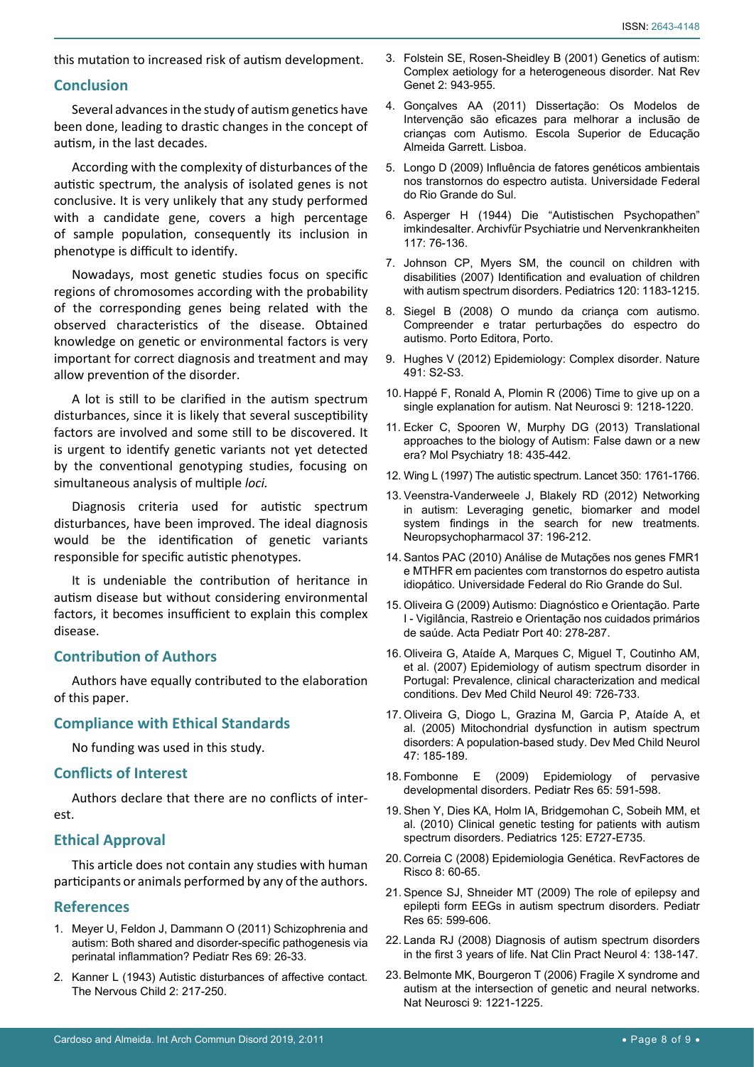this mutation to increased risk of autism development.

## Conclusion

Several advances in the study of autism genetics have been done, leading to drastic changes in the concept of autism, in the last decades.

According with the complexity of disturbances of the autistic spectrum, the analysis of isolated genes is not conclusive. It is very unlikely that any study performed with a candidate gene, covers a high percentage of sample population, consequently its inclusion in phenotype is difficult to identify.

Nowadays, most genetic studies focus on specific regions of chromosomes according with the probability of the corresponding genes being related with the observed characteristics of the disease. Obtained knowledge on genetic or environmental factors is very important for correct diagnosis and treatment and may allow prevention of the disorder.

A lot is still to be clarified in the autism spectrum disturbances, since it is likely that several susceptibility factors are involved and some still to be discovered. It is urgent to identify genetic variants not yet detected by the conventional genotyping studies, focusing on simultaneous analysis of multiple *loci.*

Diagnosis criteria used for autistic spectrum disturbances, have been improved. The ideal diagnosis would be the identification of genetic variants responsible for specific autistic phenotypes.

It is undeniable the contribution of heritance in autism disease but without considering environmental factors, it becomes insufficient to explain this complex disease.

## Contribution of Authors

Authors have equally contributed to the elaboration of this paper.

## Compliance with Ethical Standards

No funding was used in this study.

## Conflicts of Interest

Authors declare that there are no conflicts of interest.

## Ethical Approval

This article does not contain any studies with human participants or animals performed by any of the authors.

## References

1. Meyer U, Feldon J, Dammann O (2011) Schizophrenia and autism: Both shared and disorder-specific pathogenesis via perinatal inflammation? Pediatr Res 69: 26-33.
2. Kanner L (1943) Autistic disturbances of affective contact. The Nervous Child 2: 217-250.
3. Folstein SE, Rosen-Sheidley B (2001) Genetics of autism: Complex aetiology for a heterogeneous disorder. Nat Rev Genet 2: 943-955.
4. Gonçalves AA (2011) Dissertação: Os Modelos de Intervenção são eficazes para melhorar a inclusão de crianças com Autismo. Escola Superior de Educação Almeida Garrett. Lisboa.
5. Longo D (2009) Influência de fatores genéticos ambientais nos transtornos do espectro autista. Universidade Federal do Rio Grande do Sul.
6. Asperger H (1944) Die "Autistischen Psychopathen" imkindesalter. Archivfür Psychiatrie und Nervenkrankheiten 117: 76-136.
7. Johnson CP, Myers SM, the council on children with disabilities (2007) Identification and evaluation of children with autism spectrum disorders. Pediatrics 120: 1183-1215.
8. Siegel B (2008) O mundo da criança com autismo. Compreender e tratar perturbações do espectro do autismo. Porto Editora, Porto.
9. Hughes V (2012) Epidemiology: Complex disorder. Nature 491: S2-S3.
10. Happé F, Ronald A, Plomin R (2006) Time to give up on a single explanation for autism. Nat Neurosci 9: 1218-1220.
11. Ecker C, Spooren W, Murphy DG (2013) Translational approaches to the biology of Autism: False dawn or a new era? Mol Psychiatry 18: 435-442.
12. Wing L (1997) The autistic spectrum. Lancet 350: 1761-1766.
13. Veenstra-Vanderweele J, Blakely RD (2012) Networking in autism: Leveraging genetic, biomarker and model system findings in the search for new treatments. Neuropsychopharmacol 37: 196-212.
14. Santos PAC (2010) Análise de Mutações nos genes FMR1 e MTHFR em pacientes com transtornos do espetro autista idiopático. Universidade Federal do Rio Grande do Sul.
15. Oliveira G (2009) Autismo: Diagnóstico e Orientação. Parte I - Vigilância, Rastreio e Orientação nos cuidados primários de saúde. Acta Pediatr Port 40: 278-287.
16. Oliveira G, Ataíde A, Marques C, Miguel T, Coutinho AM, et al. (2007) Epidemiology of autism spectrum disorder in Portugal: Prevalence, clinical characterization and medical conditions. Dev Med Child Neurol 49: 726-733.
17. Oliveira G, Diogo L, Grazina M, Garcia P, Ataíde A, et al. (2005) Mitochondrial dysfunction in autism spectrum disorders: A population-based study. Dev Med Child Neurol 47: 185-189.
18. Fombonne E (2009) Epidemiology of pervasive developmental disorders. Pediatr Res 65: 591-598.
19. Shen Y, Dies KA, Holm IA, Bridgemohan C, Sobeih MM, et al. (2010) Clinical genetic testing for patients with autism spectrum disorders. Pediatrics 125: E727-E735.
20. Correia C (2008) Epidemiologia Genética. RevFactores de Risco 8: 60-65.
21. Spence SJ, Shneider MT (2009) The role of epilepsy and epilepti form EEGs in autism spectrum disorders. Pediatr Res 65: 599-606.
22. Landa RJ (2008) Diagnosis of autism spectrum disorders in the first 3 years of life. Nat Clin Pract Neurol 4: 138-147.
23. Belmonte MK, Bourgeron T (2006) Fragile X syndrome and autism at the intersection of genetic and neural networks. Nat Neurosci 9: 1221-1225.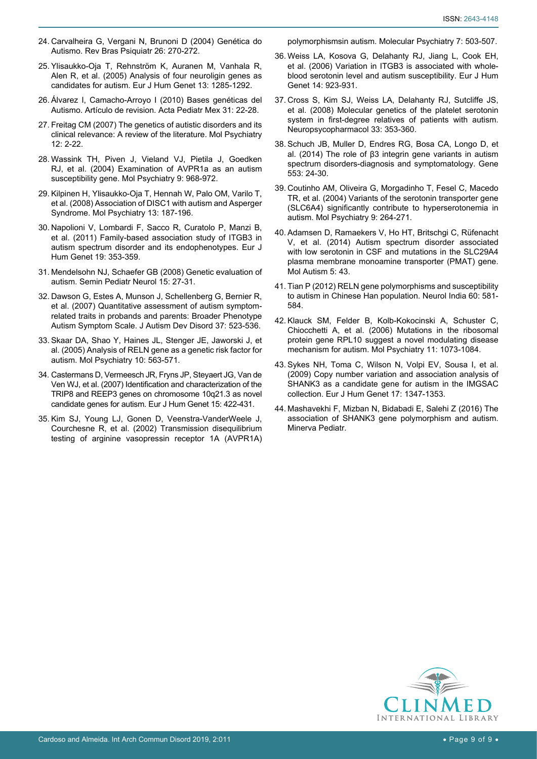24. Carvalheira G, Vergani N, Brunoni D (2004) Genética do Autismo. Rev Bras Psiquiatr 26: 270-272.
25. Ylisaukko-Oja T, Rehnström K, Auranen M, Vanhala R, Alen R, et al. (2005) Analysis of four neuroligin genes as candidates for autism. Eur J Hum Genet 13: 1285-1292.
26. Álvarez I, Camacho-Arroyo I (2010) Bases genéticas del Autismo. Artículo de revision. Acta Pediatr Mex 31: 22-28.
27. Freitag CM (2007) The genetics of autistic disorders and its clinical relevance: A review of the literature. Mol Psychiatry 12: 2-22.
28. Wassink TH, Piven J, Vieland VJ, Pietila J, Goedken RJ, et al. (2004) Examination of AVPR1a as an autism susceptibility gene. Mol Psychiatry 9: 968-972.
29. Kilpinen H, Ylisaukko-Oja T, Hennah W, Palo OM, Varilo T, et al. (2008) Association of DISC1 with autism and Asperger Syndrome. Mol Psychiatry 13: 187-196.
30. Napolioni V, Lombardi F, Sacco R, Curatolo P, Manzi B, et al. (2011) Family-based association study of ITGB3 in autism spectrum disorder and its endophenotypes. Eur J Hum Genet 19: 353-359.
31. Mendelsohn NJ, Schaefer GB (2008) Genetic evaluation of autism. Semin Pediatr Neurol 15: 27-31.
32. Dawson G, Estes A, Munson J, Schellenberg G, Bernier R, et al. (2007) Quantitative assessment of autism symptom-related traits in probands and parents: Broader Phenotype Autism Symptom Scale. J Autism Dev Disord 37: 523-536.
33. Skaar DA, Shao Y, Haines JL, Stenger JE, Jaworski J, et al. (2005) Analysis of RELN gene as a genetic risk factor for autism. Mol Psychiatry 10: 563-571.
34. Castermans D, Vermeesch JR, Fryns JP, Steyaert JG, Van de Ven WJ, et al. (2007) Identification and characterization of the TRIP8 and REEP3 genes on chromosome 10q21.3 as novel candidate genes for autism. Eur J Hum Genet 15: 422-431.
35. Kim SJ, Young LJ, Gonen D, Veenstra-VanderWeele J, Courchesne R, et al. (2002) Transmission disequilibrium testing of arginine vasopressin receptor 1A (AVPR1A) polymorphismsin autism. Molecular Psychiatry 7: 503-507.
36. Weiss LA, Kosova G, Delahanty RJ, Jiang L, Cook EH, et al. (2006) Variation in ITGB3 is associated with whole-blood serotonin level and autism susceptibility. Eur J Hum Genet 14: 923-931.
37. Cross S, Kim SJ, Weiss LA, Delahanty RJ, Sutcliffe JS, et al. (2008) Molecular genetics of the platelet serotonin system in first-degree relatives of patients with autism. Neuropsycopharmacol 33: 353-360.
38. Schuch JB, Muller D, Endres RG, Bosa CA, Longo D, et al. (2014) The role of β3 integrin gene variants in autism spectrum disorders-diagnosis and symptomatology. Gene 553: 24-30.
39. Coutinho AM, Oliveira G, Morgadinho T, Fesel C, Macedo TR, et al. (2004) Variants of the serotonin transporter gene (SLC6A4) significantly contribute to hyperserotonemia in autism. Mol Psychiatry 9: 264-271.
40. Adamsen D, Ramaekers V, Ho HT, Britschgi C, Rüfenacht V, et al. (2014) Autism spectrum disorder associated with low serotonin in CSF and mutations in the SLC29A4 plasma membrane monoamine transporter (PMAT) gene. Mol Autism 5: 43.
41. Tian P (2012) RELN gene polymorphisms and susceptibility to autism in Chinese Han population. Neurol India 60: 581-584.
42. Klauck SM, Felder B, Kolb-Kokocinski A, Schuster C, Chiocchetti A, et al. (2006) Mutations in the ribosomal protein gene RPL10 suggest a novel modulating disease mechanism for autism. Mol Psychiatry 11: 1073-1084.
43. Sykes NH, Toma C, Wilson N, Volpi EV, Sousa I, et al. (2009) Copy number variation and association analysis of SHANK3 as a candidate gene for autism in the IMGSAC collection. Eur J Hum Genet 17: 1347-1353.
44. Mashavekhi F, Mizban N, Bidabadi E, Salehi Z (2016) The association of SHANK3 gene polymorphism and autism. Minerva Pediatr.